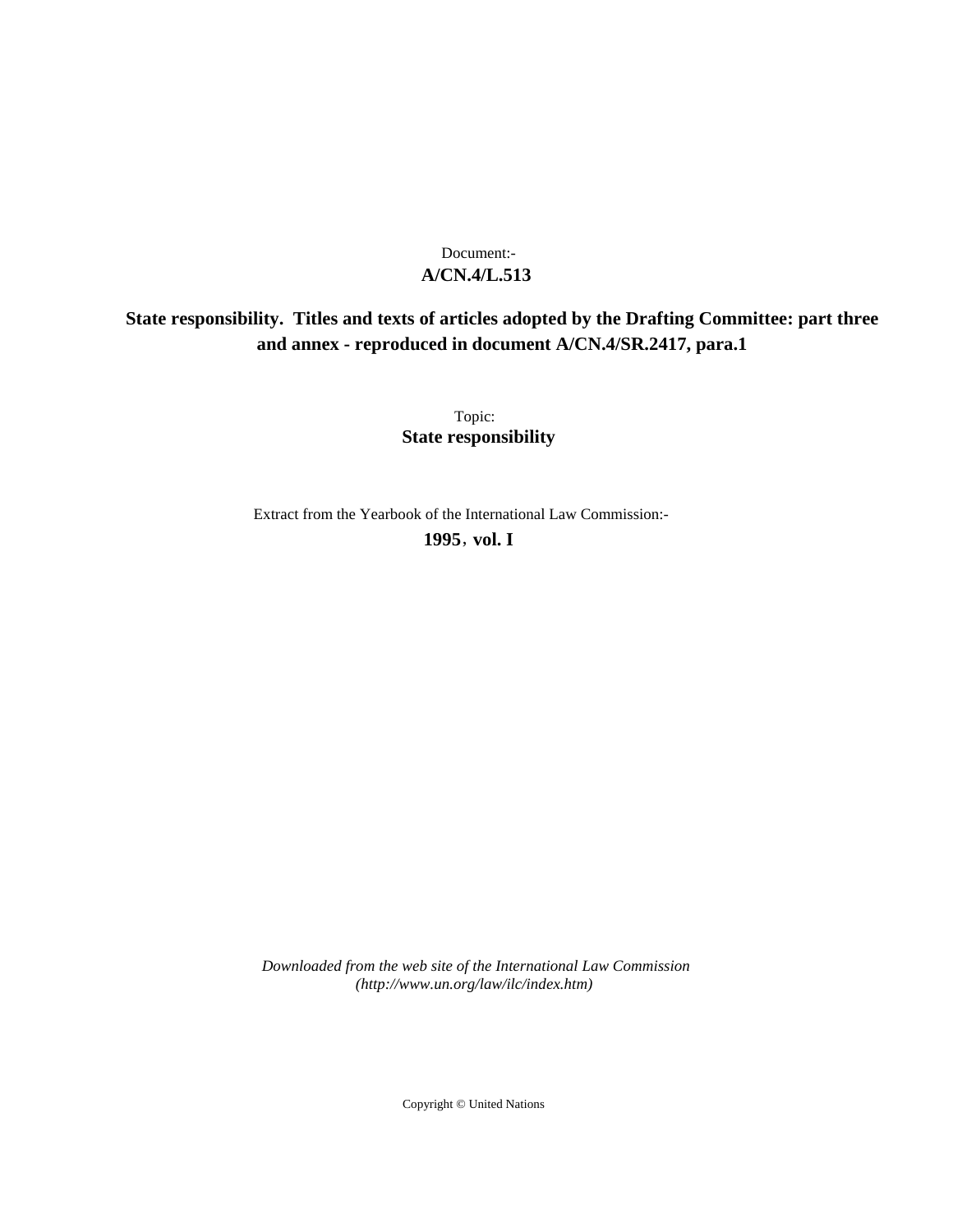Document:-

**A/CN.4/L.513**

# State responsibility. Titles and texts of articles adopted by the Drafting Committee: part three and annex - reproduced in document A/CN.4/SR.2417, para.1

Topic:

**State responsibility**

Extract from the Yearbook of the International Law Commission:-

**1995, vol. I**

*Downloaded from the web site of the International Law Commission (http://www.un.org/law/ilc/index.htm)*

Copyright © United Nations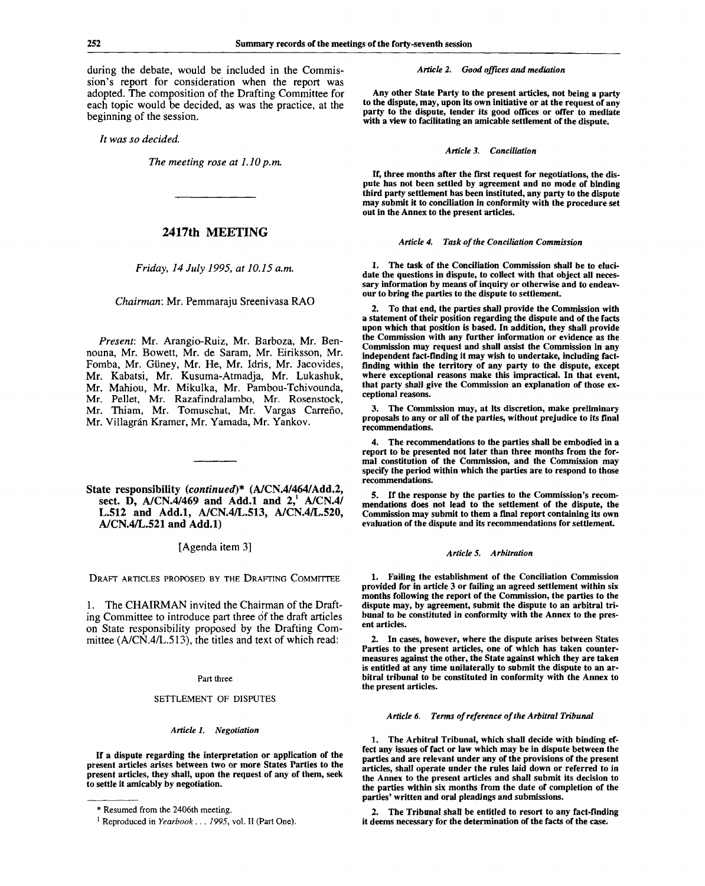during the debate, would be included in the Commission's report for consideration when the report was adopted. The composition of the Drafting Committee for each topic would be decided, as was the practice, at the beginning of the session.

*It was so decided.*

*The meeting rose at 1.10 p.m.*

---

## 2417th MEETING

*Friday, 14 July 1995, at 10.15 a.m.*

*Chairman*: Mr. Pemmaraju Sreenivasa RAO

*Present*: Mr. Arangio-Ruiz, Mr. Barboza, Mr. Bennouna, Mr. Bowett, Mr. de Saram, Mr. Eiriksson, Mr. Fomba, Mr. Güney, Mr. He, Mr. Idris, Mr. Jacovides, Mr. Kabatsi, Mr. Kusuma-Atmadja, Mr. Lukashuk, Mr. Mahiou, Mr. Mikulka, Mr. Pambou-Tchivounda, Mr. Pellet, Mr. Razafindralambo, Mr. Rosenstock, Mr. Thiam, Mr. Tomuschat, Mr. Vargas Carreño, Mr. Villagrán Kramer, Mr. Yamada, Mr. Yankov.

---

### State responsibility (*continued*)* (A/CN.4/464/Add.2, sect. D, A/CN.4/469 and Add.1 and 2,[1] A/CN.4/L.512 and Add.1, A/CN.4/L.513, A/CN.4/L.520, A/CN.4/L.521 and Add.1)

[Agenda item 3]

DRAFT ARTICLES PROPOSED BY THE DRAFTING COMMITTEE

1. The CHAIRMAN invited the Chairman of the Drafting Committee to introduce part three of the draft articles on State responsibility proposed by the Drafting Committee (A/CN.4/L.513), the titles and text of which read:

Part three

SETTLEMENT OF DISPUTES

*Article 1. Negotiation*

**If a dispute regarding the interpretation or application of the present articles arises between two or more States Parties to the present articles, they shall, upon the request of any of them, seek to settle it amicably by negotiation.**

*Article 2. Good offices and mediation*

**Any other State Party to the present articles, not being a party to the dispute, may, upon its own initiative or at the request of any party to the dispute, tender its good offices or offer to mediate with a view to facilitating an amicable settlement of the dispute.**

*Article 3. Conciliation*

**If, three months after the first request for negotiations, the dispute has not been settled by agreement and no mode of binding third party settlement has been instituted, any party to the dispute may submit it to conciliation in conformity with the procedure set out in the Annex to the present articles.**

*Article 4. Task of the Conciliation Commission*

**1. The task of the Conciliation Commission shall be to elucidate the questions in dispute, to collect with that object all necessary information by means of inquiry or otherwise and to endeavour to bring the parties to the dispute to settlement.**

**2. To that end, the parties shall provide the Commission with a statement of their position regarding the dispute and of the facts upon which that position is based. In addition, they shall provide the Commission with any further information or evidence as the Commission may request and shall assist the Commission in any independent fact-finding it may wish to undertake, including fact-finding within the territory of any party to the dispute, except where exceptional reasons make this impractical. In that event, that party shall give the Commission an explanation of those exceptional reasons.**

**3. The Commission may, at its discretion, make preliminary proposals to any or all of the parties, without prejudice to its final recommendations.**

**4. The recommendations to the parties shall be embodied in a report to be presented not later than three months from the formal constitution of the Commission, and the Commission may specify the period within which the parties are to respond to those recommendations.**

**5. If the response by the parties to the Commission's recommendations does not lead to the settlement of the dispute, the Commission may submit to them a final report containing its own evaluation of the dispute and its recommendations for settlement.**

*Article 5. Arbitration*

**1. Failing the establishment of the Conciliation Commission provided for in article 3 or failing an agreed settlement within six months following the report of the Commission, the parties to the dispute may, by agreement, submit the dispute to an arbitral tribunal to be constituted in conformity with the Annex to the present articles.**

**2. In cases, however, where the dispute arises between States Parties to the present articles, one of which has taken countermeasures against the other, the State against which they are taken is entitled at any time unilaterally to submit the dispute to an arbitral tribunal to be constituted in conformity with the Annex to the present articles.**

*Article 6. Terms of reference of the Arbitral Tribunal*

**1. The Arbitral Tribunal, which shall decide with binding effect any issues of fact or law which may be in dispute between the parties and are relevant under any of the provisions of the present articles, shall operate under the rules laid down or referred to in the Annex to the present articles and shall submit its decision to the parties within six months from the date of completion of the parties' written and oral pleadings and submissions.**

**2. The Tribunal shall be entitled to resort to any fact-finding it deems necessary for the determination of the facts of the case.**

---

\* Resumed from the 2406th meeting.

[1] Reproduced in *Yearbook . . . 1995*, vol. II (Part One).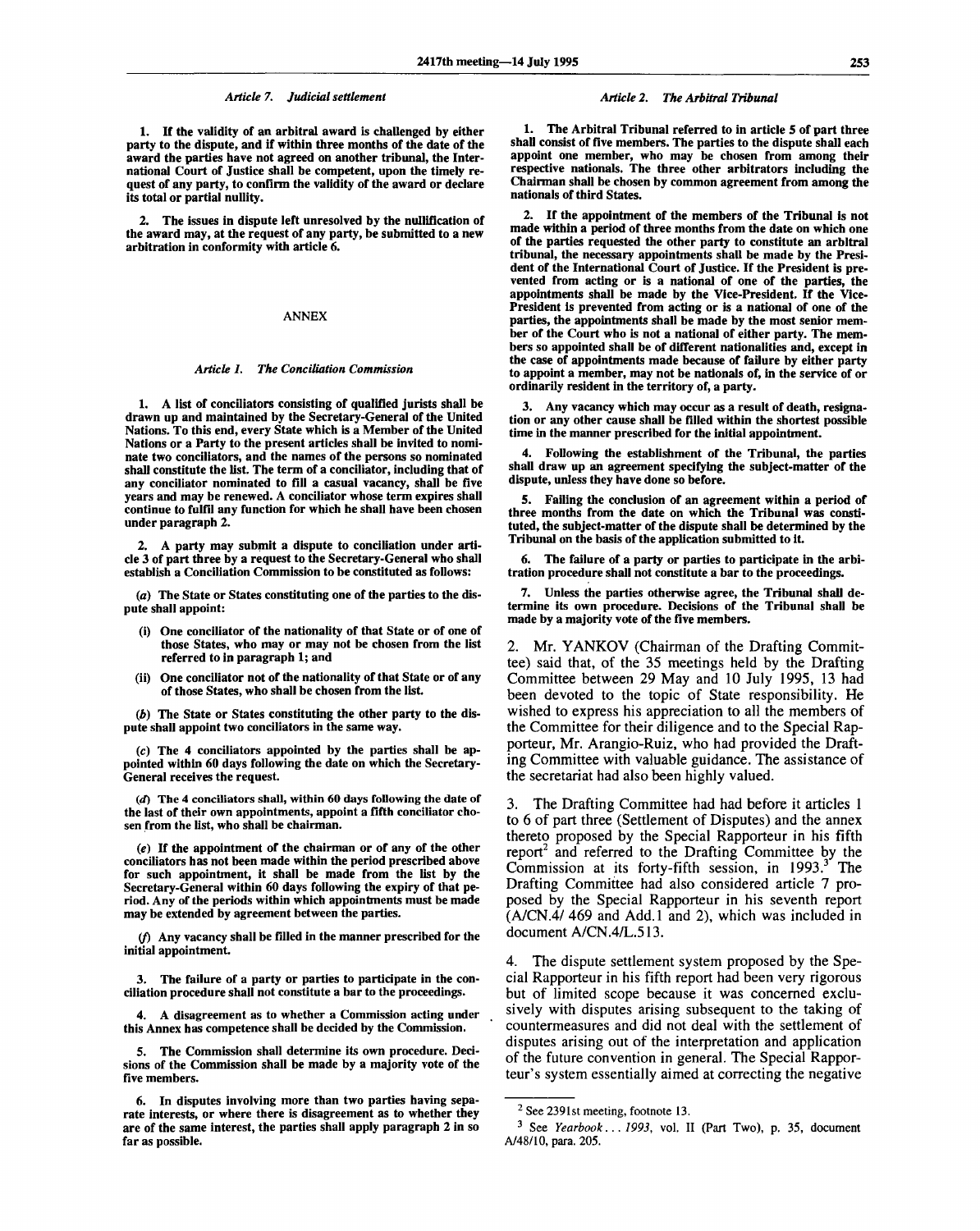*Article 7. Judicial settlement*

**1. If the validity of an arbitral award is challenged by either party to the dispute, and if within three months of the date of the award the parties have not agreed on another tribunal, the International Court of Justice shall be competent, upon the timely request of any party, to confirm the validity of the award or declare its total or partial nullity.**

**2. The issues in dispute left unresolved by the nullification of the award may, at the request of any party, be submitted to a new arbitration in conformity with article 6.**

ANNEX

*Article 1. The Conciliation Commission*

**1. A list of conciliators consisting of qualified jurists shall be drawn up and maintained by the Secretary-General of the United Nations. To this end, every State which is a Member of the United Nations or a Party to the present articles shall be invited to nominate two conciliators, and the names of the persons so nominated shall constitute the list. The term of a conciliator, including that of any conciliator nominated to fill a casual vacancy, shall be five years and may be renewed. A conciliator whose term expires shall continue to fulfil any function for which he shall have been chosen under paragraph 2.**

**2. A party may submit a dispute to conciliation under article 3 of part three by a request to the Secretary-General who shall establish a Conciliation Commission to be constituted as follows:**

**(*a*) The State or States constituting one of the parties to the dispute shall appoint:**

- **(i) One conciliator of the nationality of that State or of one of those States, who may or may not be chosen from the list referred to in paragraph 1; and**
- **(ii) One conciliator not of the nationality of that State or of any of those States, who shall be chosen from the list.**

**(*b*) The State or States constituting the other party to the dispute shall appoint two conciliators in the same way.**

**(*c*) The 4 conciliators appointed by the parties shall be appointed within 60 days following the date on which the Secretary-General receives the request.**

**(*d*) The 4 conciliators shall, within 60 days following the date of the last of their own appointments, appoint a fifth conciliator chosen from the list, who shall be chairman.**

**(*e*) If the appointment of the chairman or of any of the other conciliators has not been made within the period prescribed above for such appointment, it shall be made from the list by the Secretary-General within 60 days following the expiry of that period. Any of the periods within which appointments must be made may be extended by agreement between the parties.**

**(*f*) Any vacancy shall be filled in the manner prescribed for the initial appointment.**

**3. The failure of a party or parties to participate in the conciliation procedure shall not constitute a bar to the proceedings.**

**4. A disagreement as to whether a Commission acting under this Annex has competence shall be decided by the Commission.**

**5. The Commission shall determine its own procedure. Decisions of the Commission shall be made by a majority vote of the five members.**

**6. In disputes involving more than two parties having separate interests, or where there is disagreement as to whether they are of the same interest, the parties shall apply paragraph 2 in so far as possible.**

*Article 2. The Arbitral Tribunal*

**1. The Arbitral Tribunal referred to in article 5 of part three shall consist of five members. The parties to the dispute shall each appoint one member, who may be chosen from among their respective nationals. The three other arbitrators including the Chairman shall be chosen by common agreement from among the nationals of third States.**

**2. If the appointment of the members of the Tribunal is not made within a period of three months from the date on which one of the parties requested the other party to constitute an arbitral tribunal, the necessary appointments shall be made by the President of the International Court of Justice. If the President is prevented from acting or is a national of one of the parties, the appointments shall be made by the Vice-President. If the Vice-President is prevented from acting or is a national of one of the parties, the appointments shall be made by the most senior member of the Court who is not a national of either party. The members so appointed shall be of different nationalities and, except in the case of appointments made because of failure by either party to appoint a member, may not be nationals of, in the service of or ordinarily resident in the territory of, a party.**

**3. Any vacancy which may occur as a result of death, resignation or any other cause shall be filled within the shortest possible time in the manner prescribed for the initial appointment.**

**4. Following the establishment of the Tribunal, the parties shall draw up an agreement specifying the subject-matter of the dispute, unless they have done so before.**

**5. Failing the conclusion of an agreement within a period of three months from the date on which the Tribunal was constituted, the subject-matter of the dispute shall be determined by the Tribunal on the basis of the application submitted to it.**

**6. The failure of a party or parties to participate in the arbitration procedure shall not constitute a bar to the proceedings.**

**7. Unless the parties otherwise agree, the Tribunal shall determine its own procedure. Decisions of the Tribunal shall be made by a majority vote of the five members.**

2. Mr. YANKOV (Chairman of the Drafting Committee) said that, of the 35 meetings held by the Drafting Committee between 29 May and 10 July 1995, 13 had been devoted to the topic of State responsibility. He wished to express his appreciation to all the members of the Committee for their diligence and to the Special Rapporteur, Mr. Arangio-Ruiz, who had provided the Drafting Committee with valuable guidance. The assistance of the secretariat had also been highly valued.

3. The Drafting Committee had had before it articles 1 to 6 of part three (Settlement of Disputes) and the annex thereto proposed by the Special Rapporteur in his fifth report[2] and referred to the Drafting Committee by the Commission at its forty-fifth session, in 1993.[3] The Drafting Committee had also considered article 7 proposed by the Special Rapporteur in his seventh report (A/CN.4/ 469 and Add.1 and 2), which was included in document A/CN.4/L.513.

4. The dispute settlement system proposed by the Special Rapporteur in his fifth report had been very rigorous but of limited scope because it was concerned exclusively with disputes arising subsequent to the taking of countermeasures and did not deal with the settlement of disputes arising out of the interpretation and application of the future convention in general. The Special Rapporteur's system essentially aimed at correcting the negative

---

[2] See 2391st meeting, footnote 13.

[3] See *Yearbook . . . 1993*, vol. II (Part Two), p. 35, document A/48/10, para. 205.